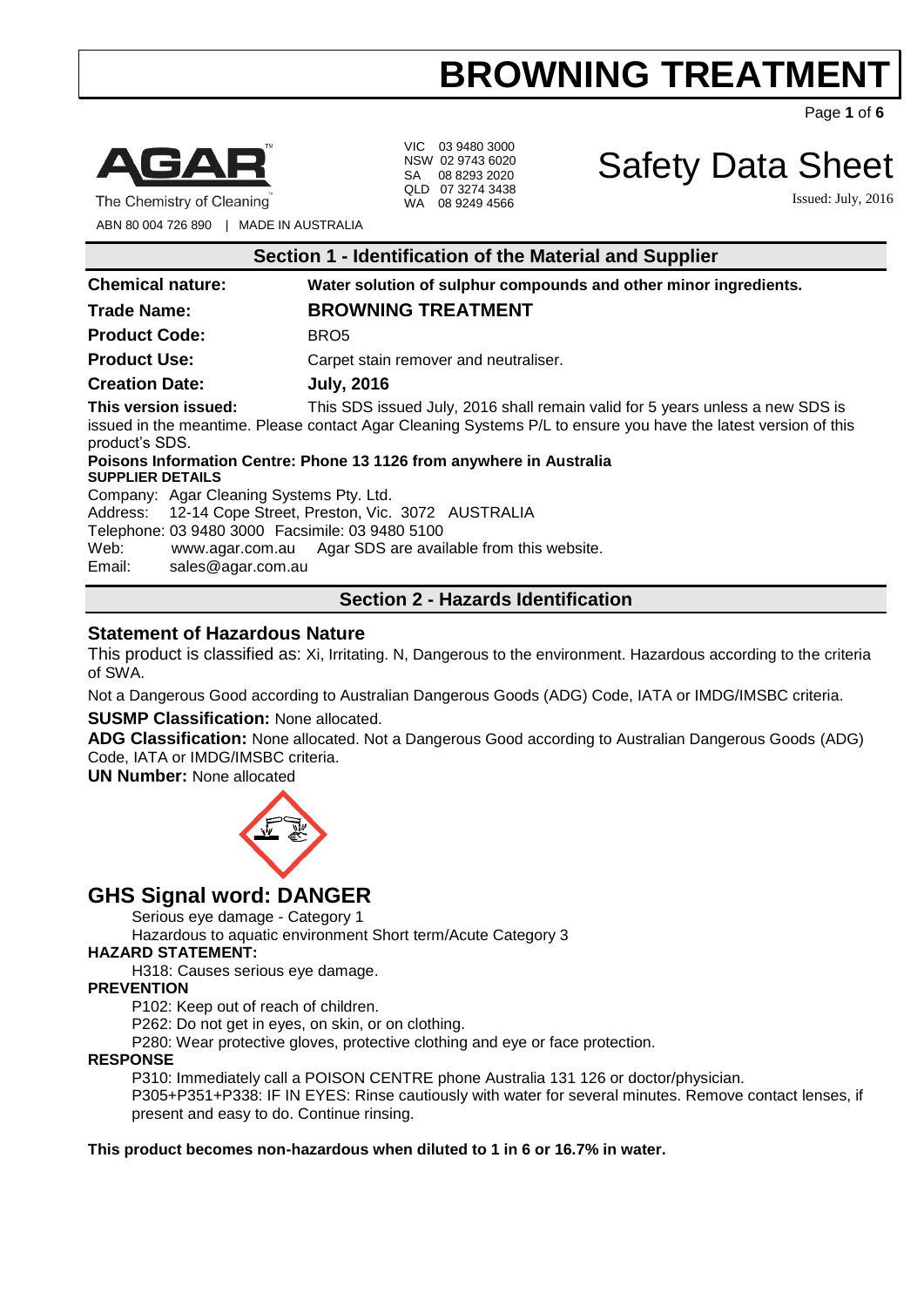# BROWNING TREATMENT

The Chemistry of Cleaning

ABN 80 004 726 890 | MADE IN AUSTRALIA

VIC 03 9480 3000
NSW 02 9743 6020
SA 08 8293 2020
QLD 07 3274 3438
WA 08 9249 4566

# Safety Data Sheet

Issued: July, 2016

## Section 1 - Identification of the Material and Supplier

**Chemical nature:** **Water solution of sulphur compounds and other minor ingredients.**

**Trade Name:** **BROWNING TREATMENT**

**Product Code:** BRO5

**Product Use:** Carpet stain remover and neutraliser.

**Creation Date:** **July, 2016**

**This version issued:** This SDS issued July, 2016 shall remain valid for 5 years unless a new SDS is issued in the meantime. Please contact Agar Cleaning Systems P/L to ensure you have the latest version of this product's SDS.

**Poisons Information Centre: Phone 13 1126 from anywhere in Australia**

**SUPPLIER DETAILS**

Company: Agar Cleaning Systems Pty. Ltd.
Address: 12-14 Cope Street, Preston, Vic. 3072 AUSTRALIA
Telephone: 03 9480 3000 Facsimile: 03 9480 5100
Web: www.agar.com.au Agar SDS are available from this website.
Email: sales@agar.com.au

## Section 2 - Hazards Identification

### Statement of Hazardous Nature

This product is classified as: Xi, Irritating. N, Dangerous to the environment. Hazardous according to the criteria of SWA.

Not a Dangerous Good according to Australian Dangerous Goods (ADG) Code, IATA or IMDG/IMSBC criteria.

**SUSMP Classification:** None allocated.

**ADG Classification:** None allocated. Not a Dangerous Good according to Australian Dangerous Goods (ADG) Code, IATA or IMDG/IMSBC criteria.

**UN Number:** None allocated

## GHS Signal word: DANGER

Serious eye damage - Category 1
Hazardous to aquatic environment Short term/Acute Category 3

**HAZARD STATEMENT:**

H318: Causes serious eye damage.

**PREVENTION**

P102: Keep out of reach of children.
P262: Do not get in eyes, on skin, or on clothing.
P280: Wear protective gloves, protective clothing and eye or face protection.

**RESPONSE**

P310: Immediately call a POISON CENTRE phone Australia 131 126 or doctor/physician.
P305+P351+P338: IF IN EYES: Rinse cautiously with water for several minutes. Remove contact lenses, if present and easy to do. Continue rinsing.

**This product becomes non-hazardous when diluted to 1 in 6 or 16.7% in water.**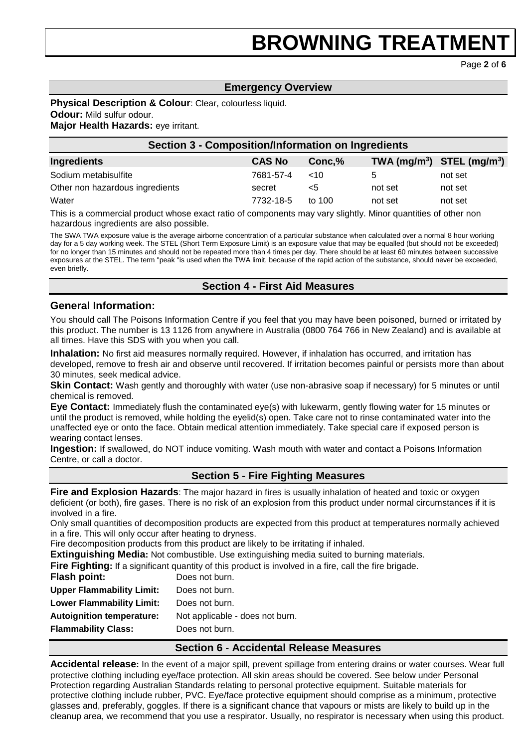## Emergency Overview

**Physical Description & Colour**: Clear, colourless liquid.
**Odour:** Mild sulfur odour.
**Major Health Hazards:** eye irritant.

## Section 3 - Composition/Information on Ingredients

| Ingredients | CAS No | Conc,% | TWA (mg/m$^3$) | STEL (mg/m$^3$) |
|---|---|---|---|---|
| Sodium metabisulfite | 7681-57-4 | <10 | 5 | not set |
| Other non hazardous ingredients | secret | <5 | not set | not set |
| Water | 7732-18-5 | to 100 | not set | not set |

This is a commercial product whose exact ratio of components may vary slightly. Minor quantities of other non hazardous ingredients are also possible.

The SWA TWA exposure value is the average airborne concentration of a particular substance when calculated over a normal 8 hour working day for a 5 day working week. The STEL (Short Term Exposure Limit) is an exposure value that may be equalled (but should not be exceeded) for no longer than 15 minutes and should not be repeated more than 4 times per day. There should be at least 60 minutes between successive exposures at the STEL. The term "peak "is used when the TWA limit, because of the rapid action of the substance, should never be exceeded, even briefly.

## Section 4 - First Aid Measures

### General Information:

You should call The Poisons Information Centre if you feel that you may have been poisoned, burned or irritated by this product. The number is 13 1126 from anywhere in Australia (0800 764 766 in New Zealand) and is available at all times. Have this SDS with you when you call.

**Inhalation:** No first aid measures normally required. However, if inhalation has occurred, and irritation has developed, remove to fresh air and observe until recovered. If irritation becomes painful or persists more than about 30 minutes, seek medical advice.

**Skin Contact:** Wash gently and thoroughly with water (use non-abrasive soap if necessary) for 5 minutes or until chemical is removed.

**Eye Contact:** Immediately flush the contaminated eye(s) with lukewarm, gently flowing water for 15 minutes or until the product is removed, while holding the eyelid(s) open. Take care not to rinse contaminated water into the unaffected eye or onto the face. Obtain medical attention immediately. Take special care if exposed person is wearing contact lenses.

**Ingestion:** If swallowed, do NOT induce vomiting. Wash mouth with water and contact a Poisons Information Centre, or call a doctor.

## Section 5 - Fire Fighting Measures

**Fire and Explosion Hazards**: The major hazard in fires is usually inhalation of heated and toxic or oxygen deficient (or both), fire gases. There is no risk of an explosion from this product under normal circumstances if it is involved in a fire.

Only small quantities of decomposition products are expected from this product at temperatures normally achieved in a fire. This will only occur after heating to dryness.

Fire decomposition products from this product are likely to be irritating if inhaled.

**Extinguishing Media:** Not combustible. Use extinguishing media suited to burning materials.

**Fire Fighting:** If a significant quantity of this product is involved in a fire, call the fire brigade.

**Flash point:** Does not burn.

**Upper Flammability Limit:** Does not burn.

**Lower Flammability Limit:** Does not burn.

**Autoignition temperature:** Not applicable - does not burn.

**Flammability Class:** Does not burn.

## Section 6 - Accidental Release Measures

**Accidental release:** In the event of a major spill, prevent spillage from entering drains or water courses. Wear full protective clothing including eye/face protection. All skin areas should be covered. See below under Personal Protection regarding Australian Standards relating to personal protective equipment. Suitable materials for protective clothing include rubber, PVC. Eye/face protective equipment should comprise as a minimum, protective glasses and, preferably, goggles. If there is a significant chance that vapours or mists are likely to build up in the cleanup area, we recommend that you use a respirator. Usually, no respirator is necessary when using this product.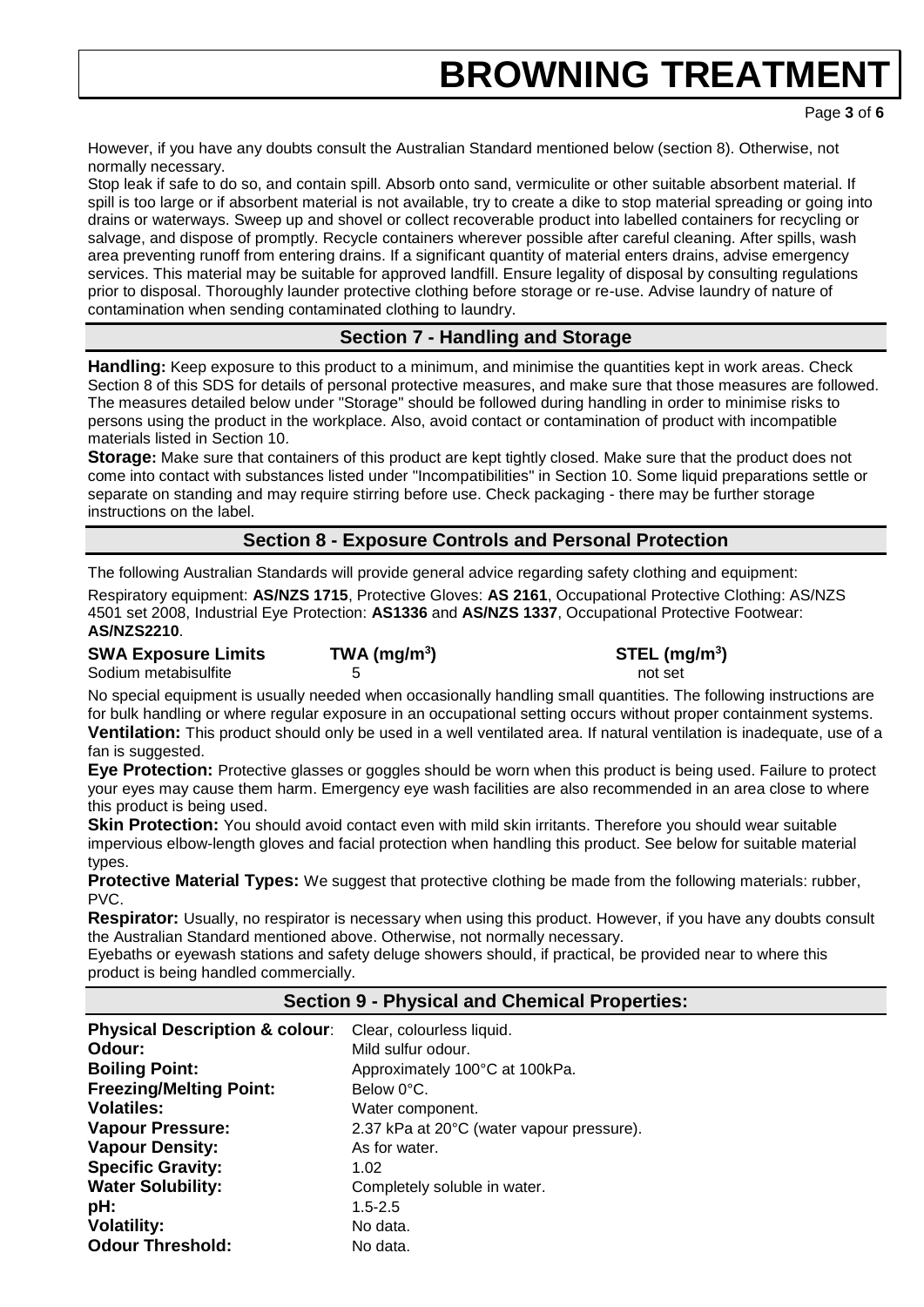However, if you have any doubts consult the Australian Standard mentioned below (section 8). Otherwise, not normally necessary.

Stop leak if safe to do so, and contain spill. Absorb onto sand, vermiculite or other suitable absorbent material. If spill is too large or if absorbent material is not available, try to create a dike to stop material spreading or going into drains or waterways. Sweep up and shovel or collect recoverable product into labelled containers for recycling or salvage, and dispose of promptly. Recycle containers wherever possible after careful cleaning. After spills, wash area preventing runoff from entering drains. If a significant quantity of material enters drains, advise emergency services. This material may be suitable for approved landfill. Ensure legality of disposal by consulting regulations prior to disposal. Thoroughly launder protective clothing before storage or re-use. Advise laundry of nature of contamination when sending contaminated clothing to laundry.

## Section 7 - Handling and Storage

**Handling:** Keep exposure to this product to a minimum, and minimise the quantities kept in work areas. Check Section 8 of this SDS for details of personal protective measures, and make sure that those measures are followed. The measures detailed below under "Storage" should be followed during handling in order to minimise risks to persons using the product in the workplace. Also, avoid contact or contamination of product with incompatible materials listed in Section 10.

**Storage:** Make sure that containers of this product are kept tightly closed. Make sure that the product does not come into contact with substances listed under "Incompatibilities" in Section 10. Some liquid preparations settle or separate on standing and may require stirring before use. Check packaging - there may be further storage instructions on the label.

## Section 8 - Exposure Controls and Personal Protection

The following Australian Standards will provide general advice regarding safety clothing and equipment:

Respiratory equipment: **AS/NZS 1715**, Protective Gloves: **AS 2161**, Occupational Protective Clothing: AS/NZS 4501 set 2008, Industrial Eye Protection: **AS1336** and **AS/NZS 1337**, Occupational Protective Footwear: **AS/NZS2210**.

| SWA Exposure Limits | TWA ($mg/m^3$) | STEL ($mg/m^3$) |
|---|---|---|
| Sodium metabisulfite | 5 | not set |

No special equipment is usually needed when occasionally handling small quantities. The following instructions are for bulk handling or where regular exposure in an occupational setting occurs without proper containment systems.

**Ventilation:** This product should only be used in a well ventilated area. If natural ventilation is inadequate, use of a fan is suggested.

**Eye Protection:** Protective glasses or goggles should be worn when this product is being used. Failure to protect your eyes may cause them harm. Emergency eye wash facilities are also recommended in an area close to where this product is being used.

**Skin Protection:** You should avoid contact even with mild skin irritants. Therefore you should wear suitable impervious elbow-length gloves and facial protection when handling this product. See below for suitable material types.

**Protective Material Types:** We suggest that protective clothing be made from the following materials: rubber, PVC.

**Respirator:** Usually, no respirator is necessary when using this product. However, if you have any doubts consult the Australian Standard mentioned above. Otherwise, not normally necessary.

Eyebaths or eyewash stations and safety deluge showers should, if practical, be provided near to where this product is being handled commercially.

## Section 9 - Physical and Chemical Properties:

| | |
|---|---|
| **Physical Description & colour**: | Clear, colourless liquid. |
| **Odour:** | Mild sulfur odour. |
| **Boiling Point:** | Approximately 100°C at 100kPa. |
| **Freezing/Melting Point:** | Below 0°C. |
| **Volatiles:** | Water component. |
| **Vapour Pressure:** | 2.37 kPa at 20°C (water vapour pressure). |
| **Vapour Density:** | As for water. |
| **Specific Gravity:** | 1.02 |
| **Water Solubility:** | Completely soluble in water. |
| **pH:** | 1.5-2.5 |
| **Volatility:** | No data. |
| **Odour Threshold:** | No data. |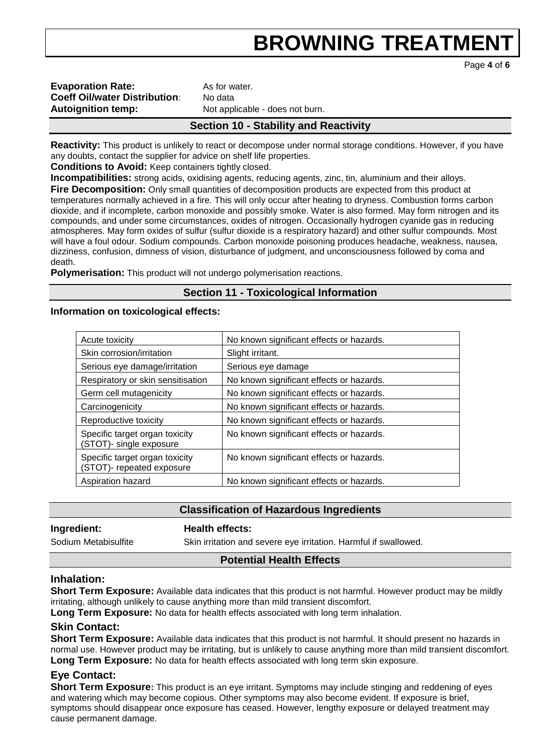**Evaporation Rate:** As for water.
**Coeff Oil/water Distribution**: No data
**Autoignition temp:** Not applicable - does not burn.

## Section 10 - Stability and Reactivity

**Reactivity:** This product is unlikely to react or decompose under normal storage conditions. However, if you have any doubts, contact the supplier for advice on shelf life properties.
**Conditions to Avoid:** Keep containers tightly closed.
**Incompatibilities:** strong acids, oxidising agents, reducing agents, zinc, tin, aluminium and their alloys.
**Fire Decomposition:** Only small quantities of decomposition products are expected from this product at temperatures normally achieved in a fire. This will only occur after heating to dryness. Combustion forms carbon dioxide, and if incomplete, carbon monoxide and possibly smoke. Water is also formed. May form nitrogen and its compounds, and under some circumstances, oxides of nitrogen. Occasionally hydrogen cyanide gas in reducing atmospheres. May form oxides of sulfur (sulfur dioxide is a respiratory hazard) and other sulfur compounds. Most will have a foul odour. Sodium compounds. Carbon monoxide poisoning produces headache, weakness, nausea, dizziness, confusion, dimness of vision, disturbance of judgment, and unconsciousness followed by coma and death.
**Polymerisation:** This product will not undergo polymerisation reactions.

## Section 11 - Toxicological Information

**Information on toxicological effects:**

| Acute toxicity | No known significant effects or hazards. |
|---|---|
| Skin corrosion/irritation | Slight irritant. |
| Serious eye damage/irritation | Serious eye damage |
| Respiratory or skin sensitisation | No known significant effects or hazards. |
| Germ cell mutagenicity | No known significant effects or hazards. |
| Carcinogenicity | No known significant effects or hazards. |
| Reproductive toxicity | No known significant effects or hazards. |
| Specific target organ toxicity (STOT)- single exposure | No known significant effects or hazards. |
| Specific target organ toxicity (STOT)- repeated exposure | No known significant effects or hazards. |
| Aspiration hazard | No known significant effects or hazards. |

## Classification of Hazardous Ingredients

| Ingredient: | Health effects: |
|---|---|
| Sodium Metabisulfite | Skin irritation and severe eye irritation. Harmful if swallowed. |

## Potential Health Effects

### Inhalation:

**Short Term Exposure:** Available data indicates that this product is not harmful. However product may be mildly irritating, although unlikely to cause anything more than mild transient discomfort.
**Long Term Exposure:** No data for health effects associated with long term inhalation.

### Skin Contact:

**Short Term Exposure:** Available data indicates that this product is not harmful. It should present no hazards in normal use. However product may be irritating, but is unlikely to cause anything more than mild transient discomfort.
**Long Term Exposure:** No data for health effects associated with long term skin exposure.

### Eye Contact:

**Short Term Exposure:** This product is an eye irritant. Symptoms may include stinging and reddening of eyes and watering which may become copious. Other symptoms may also become evident. If exposure is brief, symptoms should disappear once exposure has ceased. However, lengthy exposure or delayed treatment may cause permanent damage.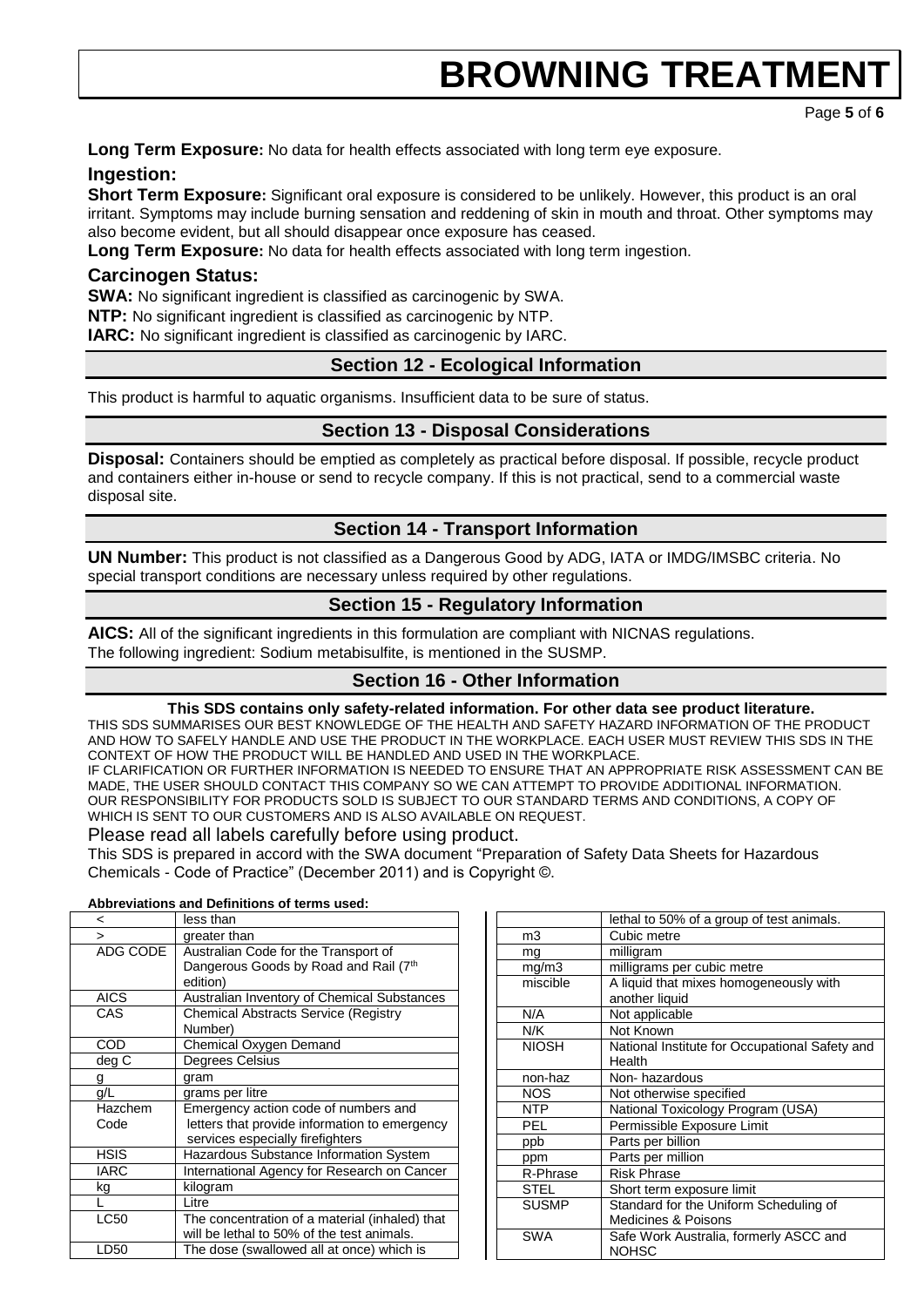**Long Term Exposure:** No data for health effects associated with long term eye exposure.

### Ingestion:

**Short Term Exposure:** Significant oral exposure is considered to be unlikely. However, this product is an oral irritant. Symptoms may include burning sensation and reddening of skin in mouth and throat. Other symptoms may also become evident, but all should disappear once exposure has ceased.

**Long Term Exposure:** No data for health effects associated with long term ingestion.

### Carcinogen Status:

**SWA:** No significant ingredient is classified as carcinogenic by SWA.

**NTP:** No significant ingredient is classified as carcinogenic by NTP.

**IARC:** No significant ingredient is classified as carcinogenic by IARC.

## Section 12 - Ecological Information

This product is harmful to aquatic organisms. Insufficient data to be sure of status.

## Section 13 - Disposal Considerations

**Disposal:** Containers should be emptied as completely as practical before disposal. If possible, recycle product and containers either in-house or send to recycle company. If this is not practical, send to a commercial waste disposal site.

## Section 14 - Transport Information

**UN Number:** This product is not classified as a Dangerous Good by ADG, IATA or IMDG/IMSBC criteria. No special transport conditions are necessary unless required by other regulations.

## Section 15 - Regulatory Information

**AICS:** All of the significant ingredients in this formulation are compliant with NICNAS regulations.
The following ingredient: Sodium metabisulfite, is mentioned in the SUSMP.

## Section 16 - Other Information

**This SDS contains only safety-related information. For other data see product literature.**

THIS SDS SUMMARISES OUR BEST KNOWLEDGE OF THE HEALTH AND SAFETY HAZARD INFORMATION OF THE PRODUCT AND HOW TO SAFELY HANDLE AND USE THE PRODUCT IN THE WORKPLACE. EACH USER MUST REVIEW THIS SDS IN THE CONTEXT OF HOW THE PRODUCT WILL BE HANDLED AND USED IN THE WORKPLACE.
IF CLARIFICATION OR FURTHER INFORMATION IS NEEDED TO ENSURE THAT AN APPROPRIATE RISK ASSESSMENT CAN BE MADE, THE USER SHOULD CONTACT THIS COMPANY SO WE CAN ATTEMPT TO PROVIDE ADDITIONAL INFORMATION.
OUR RESPONSIBILITY FOR PRODUCTS SOLD IS SUBJECT TO OUR STANDARD TERMS AND CONDITIONS, A COPY OF WHICH IS SENT TO OUR CUSTOMERS AND IS ALSO AVAILABLE ON REQUEST.

Please read all labels carefully before using product.

This SDS is prepared in accord with the SWA document "Preparation of Safety Data Sheets for Hazardous Chemicals - Code of Practice" (December 2011) and is Copyright ©.

**Abbreviations and Definitions of terms used:**

| | |
|---|---|
| < | less than |
| > | greater than |
| ADG CODE | Australian Code for the Transport of Dangerous Goods by Road and Rail (7th edition) |
| AICS | Australian Inventory of Chemical Substances |
| CAS | Chemical Abstracts Service (Registry Number) |
| COD | Chemical Oxygen Demand |
| deg C | Degrees Celsius |
| g | gram |
| g/L | grams per litre |
| Hazchem Code | Emergency action code of numbers and letters that provide information to emergency services especially firefighters |
| HSIS | Hazardous Substance Information System |
| IARC | International Agency for Research on Cancer |
| kg | kilogram |
| L | Litre |
| LC50 | The concentration of a material (inhaled) that will be lethal to 50% of the test animals. |
| LD50 | The dose (swallowed all at once) which is lethal to 50% of a group of test animals. |
| m3 | Cubic metre |
| mg | milligram |
| mg/m3 | milligrams per cubic metre |
| miscible | A liquid that mixes homogeneously with another liquid |
| N/A | Not applicable |
| N/K | Not Known |
| NIOSH | National Institute for Occupational Safety and Health |
| non-haz | Non- hazardous |
| NOS | Not otherwise specified |
| NTP | National Toxicology Program (USA) |
| PEL | Permissible Exposure Limit |
| ppb | Parts per billion |
| ppm | Parts per million |
| R-Phrase | Risk Phrase |
| STEL | Short term exposure limit |
| SUSMP | Standard for the Uniform Scheduling of Medicines & Poisons |
| SWA | Safe Work Australia, formerly ASCC and NOHSC |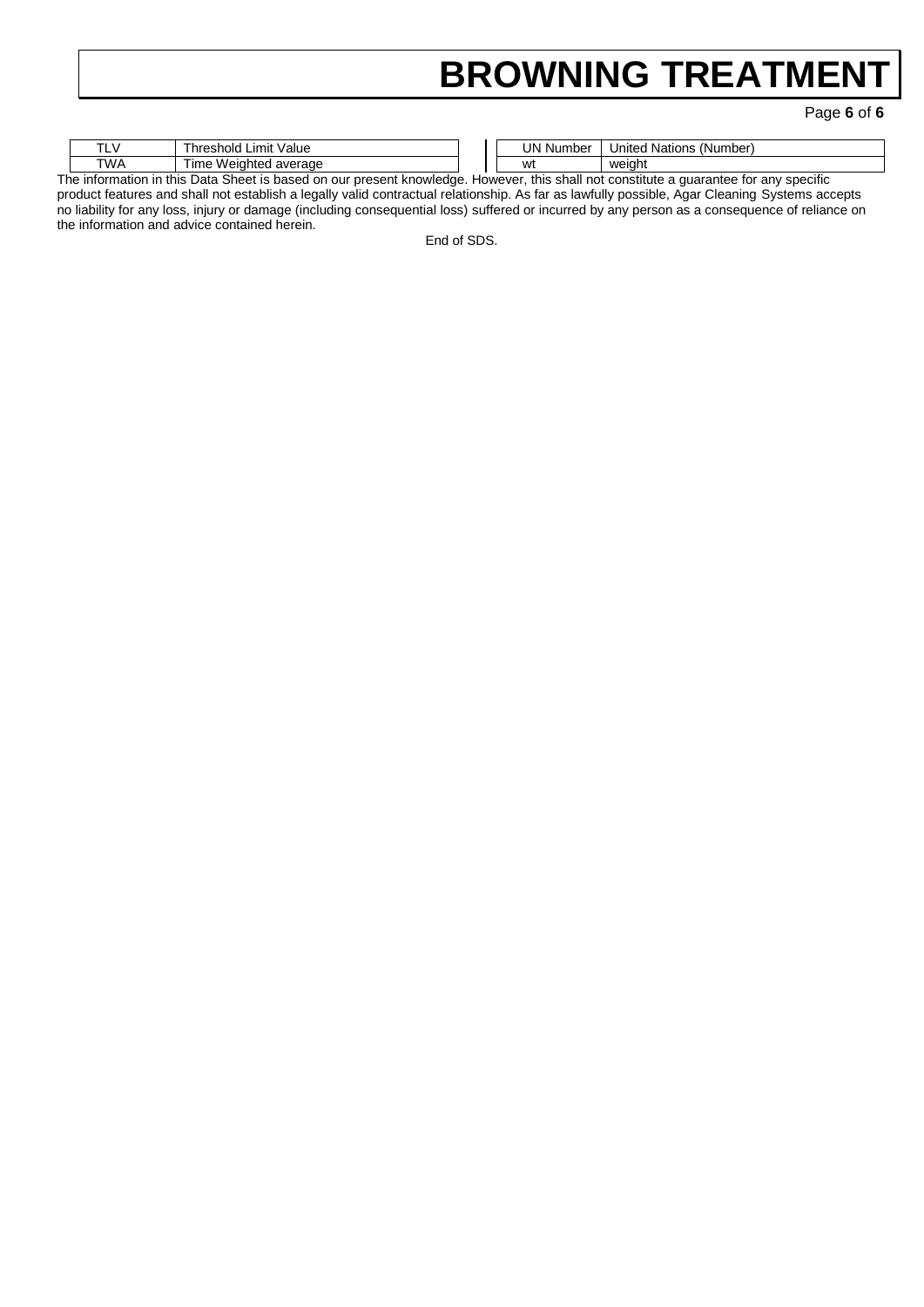| | | | | |
|---|---|---|---|---|
| TLV | Threshold Limit Value | | UN Number | United Nations (Number) |
| TWA | Time Weighted average | | wt | weight |

The information in this Data Sheet is based on our present knowledge. However, this shall not constitute a guarantee for any specific product features and shall not establish a legally valid contractual relationship. As far as lawfully possible, Agar Cleaning Systems accepts no liability for any loss, injury or damage (including consequential loss) suffered or incurred by any person as a consequence of reliance on the information and advice contained herein.

End of SDS.